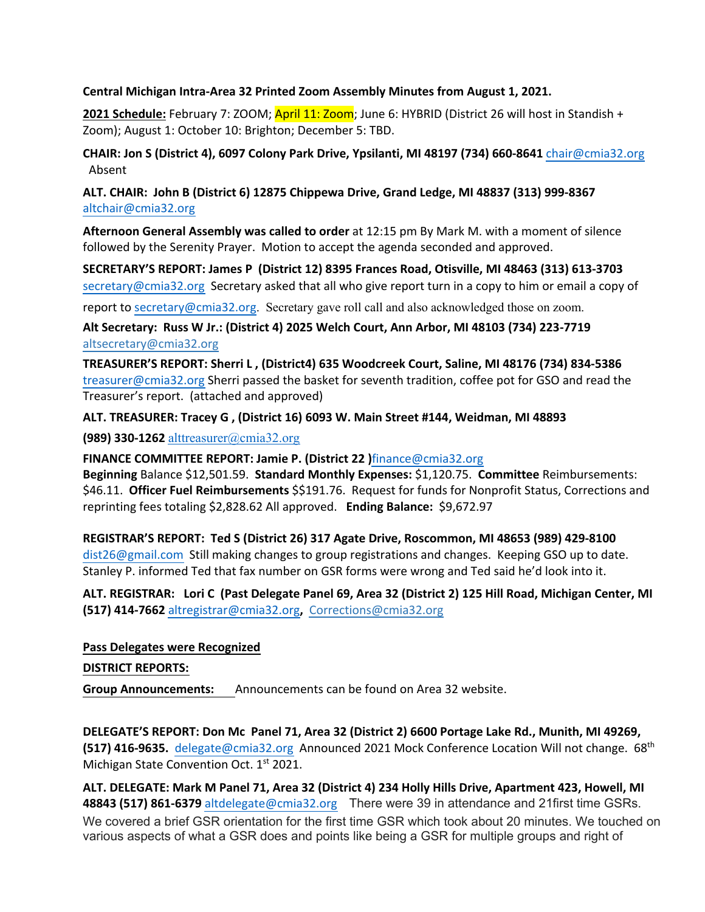**Central Michigan Intra-Area 32 Printed Zoom Assembly Minutes from August 1, 2021.**

**2021 Schedule:** February 7: ZOOM; April 11: Zoom; June 6: HYBRID (District 26 will host in Standish + Zoom); August 1: October 10: Brighton; December 5: TBD.

**CHAIR: Jon S (District 4), 6097 Colony Park Drive, Ypsilanti, MI 48197 (734) 660-8641** chair@cmia32.org Absent

**ALT. CHAIR: John B (District 6) 12875 Chippewa Drive, Grand Ledge, MI 48837 (313) 999-8367** altchair@cmia32.org

**Afternoon General Assembly was called to order** at 12:15 pm By Mark M. with a moment of silence followed by the Serenity Prayer. Motion to accept the agenda seconded and approved.

**SECRETARY'S REPORT: James P (District 12) 8395 Frances Road, Otisville, MI 48463 (313) 613-3703** secretary@cmia32.org Secretary asked that all who give report turn in a copy to him or email a copy of report to secretary@cmia32.org. Secretary gave roll call and also acknowledged those on zoom.

**Alt Secretary: Russ W Jr.: (District 4) 2025 Welch Court, Ann Arbor, MI 48103 (734) 223-7719** altsecretary@cmia32.org

**TREASURER'S REPORT: Sherri L , (District4) 635 Woodcreek Court, Saline, MI 48176 (734) 834-5386** treasurer@cmia32.org Sherri passed the basket for seventh tradition, coffee pot for GSO and read the Treasurer's report. (attached and approved)

**ALT. TREASURER: Tracey G , (District 16) 6093 W. Main Street #144, Weidman, MI 48893**

**(989) 330-1262** alttreasurer@cmia32.org

**FINANCE COMMITTEE REPORT: Jamie P. (District 22 )**finance@cmia32.org
**Beginning** Balance $12,501.59. **Standard Monthly Expenses:** $1,120.75. **Committee** Reimbursements: $46.11. **Officer Fuel Reimbursements** $$191.76. Request for funds for Nonprofit Status, Corrections and reprinting fees totaling $2,828.62 All approved. **Ending Balance:** $9,672.97

**REGISTRAR'S REPORT: Ted S (District 26) 317 Agate Drive, Roscommon, MI 48653 (989) 429-8100** dist26@gmail.com Still making changes to group registrations and changes. Keeping GSO up to date. Stanley P. informed Ted that fax number on GSR forms were wrong and Ted said he'd look into it.

**ALT. REGISTRAR: Lori C (Past Delegate Panel 69, Area 32 (District 2) 125 Hill Road, Michigan Center, MI (517) 414-7662** altregistrar@cmia32.org**,** Corrections@cmia32.org

**Pass Delegates were Recognized**

**DISTRICT REPORTS:**

**Group Announcements:** Announcements can be found on Area 32 website.

**DELEGATE'S REPORT: Don Mc Panel 71, Area 32 (District 2) 6600 Portage Lake Rd., Munith, MI 49269, (517) 416-9635.** delegate@cmia32.org Announced 2021 Mock Conference Location Will not change. 68th Michigan State Convention Oct. 1st 2021.

**ALT. DELEGATE: Mark M Panel 71, Area 32 (District 4) 234 Holly Hills Drive, Apartment 423, Howell, MI 48843 (517) 861-6379** altdelegate@cmia32.org There were 39 in attendance and 21first time GSRs. We covered a brief GSR orientation for the first time GSR which took about 20 minutes. We touched on various aspects of what a GSR does and points like being a GSR for multiple groups and right of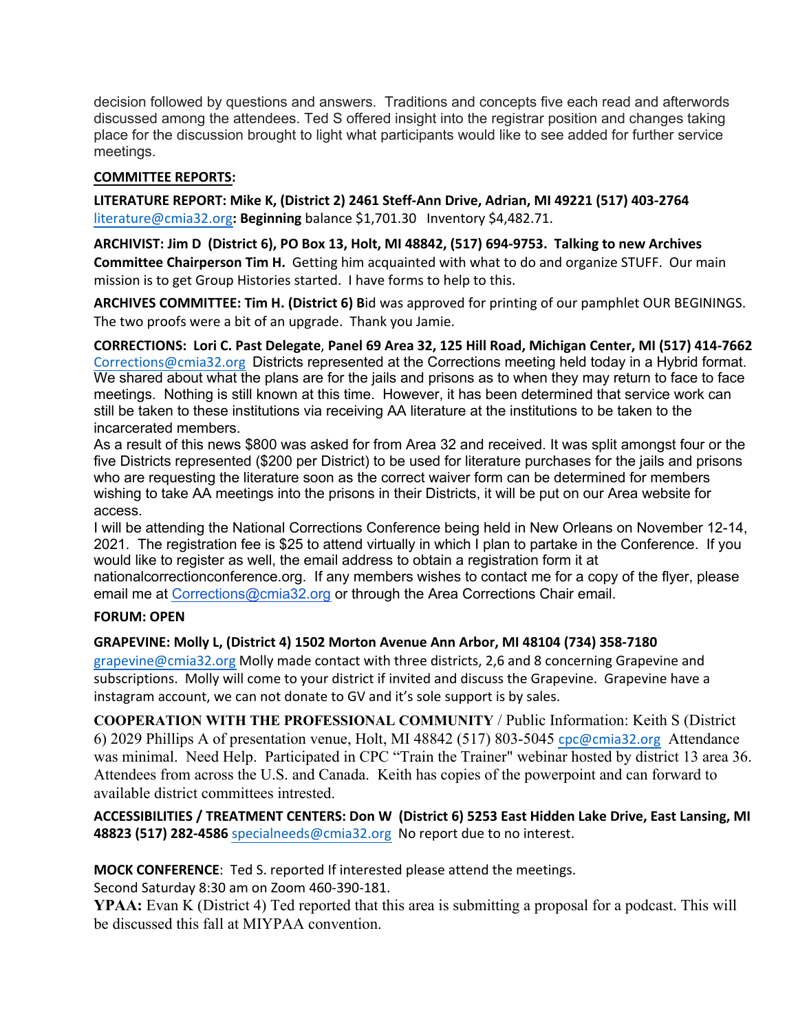decision followed by questions and answers. Traditions and concepts five each read and afterwords discussed among the attendees. Ted S offered insight into the registrar position and changes taking place for the discussion brought to light what participants would like to see added for further service meetings.

**COMMITTEE REPORTS:**

**LITERATURE REPORT: Mike K, (District 2) 2461 Steff-Ann Drive, Adrian, MI 49221 (517) 403-2764** literature@cmia32.org**: Beginning** balance $1,701.30 Inventory $4,482.71.

**ARCHIVIST: Jim D (District 6), PO Box 13, Holt, MI 48842, (517) 694-9753. Talking to new Archives Committee Chairperson Tim H.** Getting him acquainted with what to do and organize STUFF. Our main mission is to get Group Histories started. I have forms to help to this.

**ARCHIVES COMMITTEE: Tim H. (District 6) B**id was approved for printing of our pamphlet OUR BEGININGS. The two proofs were a bit of an upgrade. Thank you Jamie.

**CORRECTIONS: Lori C. Past Delegate**, **Panel 69 Area 32, 125 Hill Road, Michigan Center, MI (517) 414-7662** Corrections@cmia32.org Districts represented at the Corrections meeting held today in a Hybrid format. We shared about what the plans are for the jails and prisons as to when they may return to face to face meetings. Nothing is still known at this time. However, it has been determined that service work can still be taken to these institutions via receiving AA literature at the institutions to be taken to the incarcerated members.
As a result of this news $800 was asked for from Area 32 and received. It was split amongst four or the five Districts represented ($200 per District) to be used for literature purchases for the jails and prisons who are requesting the literature soon as the correct waiver form can be determined for members wishing to take AA meetings into the prisons in their Districts, it will be put on our Area website for access.
I will be attending the National Corrections Conference being held in New Orleans on November 12-14, 2021. The registration fee is $25 to attend virtually in which I plan to partake in the Conference. If you would like to register as well, the email address to obtain a registration form it at nationalcorrectionconference.org. If any members wishes to contact me for a copy of the flyer, please email me at Corrections@cmia32.org or through the Area Corrections Chair email.

**FORUM: OPEN**

**GRAPEVINE: Molly L, (District 4) 1502 Morton Avenue Ann Arbor, MI 48104 (734) 358-7180** grapevine@cmia32.org Molly made contact with three districts, 2,6 and 8 concerning Grapevine and subscriptions. Molly will come to your district if invited and discuss the Grapevine. Grapevine have a instagram account, we can not donate to GV and it's sole support is by sales.

**COOPERATION WITH THE PROFESSIONAL COMMUNITY** / Public Information: Keith S (District 6) 2029 Phillips A of presentation venue, Holt, MI 48842 (517) 803-5045 cpc@cmia32.org Attendance was minimal. Need Help. Participated in CPC "Train the Trainer" webinar hosted by district 13 area 36. Attendees from across the U.S. and Canada. Keith has copies of the powerpoint and can forward to available district committees intrested.

**ACCESSIBILITIES / TREATMENT CENTERS: Don W (District 6) 5253 East Hidden Lake Drive, East Lansing, MI 48823 (517) 282-4586** specialneeds@cmia32.org No report due to no interest.

**MOCK CONFERENCE**: Ted S. reported If interested please attend the meetings.
Second Saturday 8:30 am on Zoom 460-390-181.
**YPAA:** Evan K (District 4) Ted reported that this area is submitting a proposal for a podcast. This will be discussed this fall at MIYPAA convention.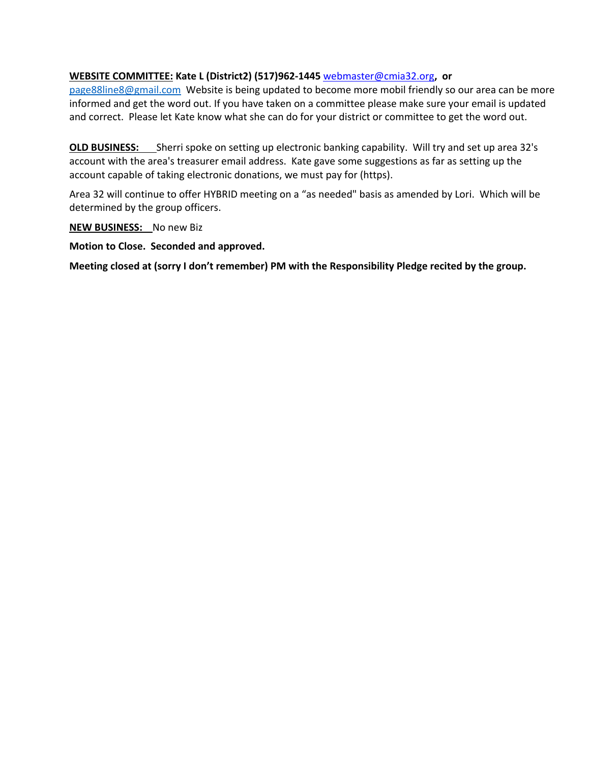**WEBSITE COMMITTEE: Kate L (District2) (517)962-1445** webmaster@cmia32.org**, or** page88line8@gmail.com Website is being updated to become more mobil friendly so our area can be more informed and get the word out. If you have taken on a committee please make sure your email is updated and correct. Please let Kate know what she can do for your district or committee to get the word out.

**OLD BUSINESS:** Sherri spoke on setting up electronic banking capability. Will try and set up area 32's account with the area's treasurer email address. Kate gave some suggestions as far as setting up the account capable of taking electronic donations, we must pay for (https).

Area 32 will continue to offer HYBRID meeting on a "as needed" basis as amended by Lori. Which will be determined by the group officers.

**NEW BUSINESS:** No new Biz

**Motion to Close. Seconded and approved.**

**Meeting closed at (sorry I don't remember) PM with the Responsibility Pledge recited by the group.**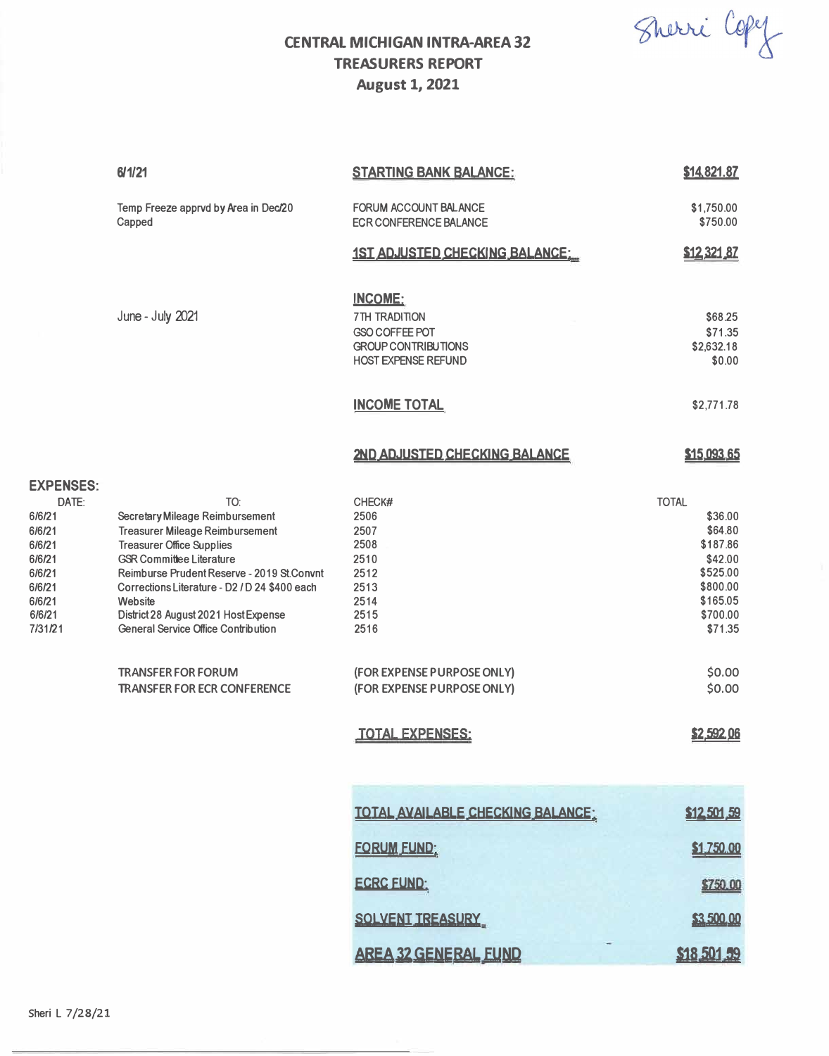Sherri Copy

# CENTRAL MICHIGAN INTRA-AREA 32
## TREASURERS REPORT
### August 1, 2021

| | | |
|---|---|---|
| 6/1/21 | **STARTING BANK BALANCE:** | **$14,821.87** |
| Temp Freeze apprvd by Area in Dec/20 | FORUM ACCOUNT BALANCE | $1,750.00 |
| Capped | ECR CONFERENCE BALANCE | $750.00 |
| | **1ST ADJUSTED CHECKING BALANCE:** | **$12,321.87** |
| | **INCOME:** | |
| June - July 2021 | 7TH TRADITION | $68.25 |
| | GSO COFFEE POT | $71.35 |
| | GROUP CONTRIBUTIONS | $2,632.18 |
| | HOST EXPENSE REFUND | $0.00 |
| | **INCOME TOTAL** | $2,771.78 |
| | **2ND ADJUSTED CHECKING BALANCE** | **$15,093.65** |

**EXPENSES:**

| DATE: | TO: | CHECK# | TOTAL |
|---|---|---|---|
| 6/6/21 | Secretary Mileage Reimbursement | 2506 | $36.00 |
| 6/6/21 | Treasurer Mileage Reimbursement | 2507 | $64.80 |
| 6/6/21 | Treasurer Office Supplies | 2508 | $187.86 |
| 6/6/21 | GSR Committee Literature | 2510 | $42.00 |
| 6/6/21 | Reimburse Prudent Reserve - 2019 St.Convnt | 2512 | $525.00 |
| 6/6/21 | Corrections Literature - D2 / D 24 $400 each | 2513 | $800.00 |
| 6/6/21 | Website | 2514 | $165.05 |
| 6/6/21 | District 28 August 2021 Host Expense | 2515 | $700.00 |
| 7/31/21 | General Service Office Contribution | 2516 | $71.35 |
| | TRANSFER FOR FORUM | (FOR EXPENSE PURPOSE ONLY) | $0.00 |
| | TRANSFER FOR ECR CONFERENCE | (FOR EXPENSE PURPOSE ONLY) | $0.00 |
| | | **TOTAL EXPENSES:** | **$2,592.06** |

| | |
|---|---|
| **TOTAL AVAILABLE CHECKING BALANCE:** | **$12,501.59** |
| **FORUM FUND:** | **$1,750.00** |
| **ECRC FUND:** | **$750.00** |
| **SOLVENT TREASURY** | **$3,500.00** |
| **AREA 32 GENERAL FUND** | **$18,501.59** |

Sheri L 7/28/21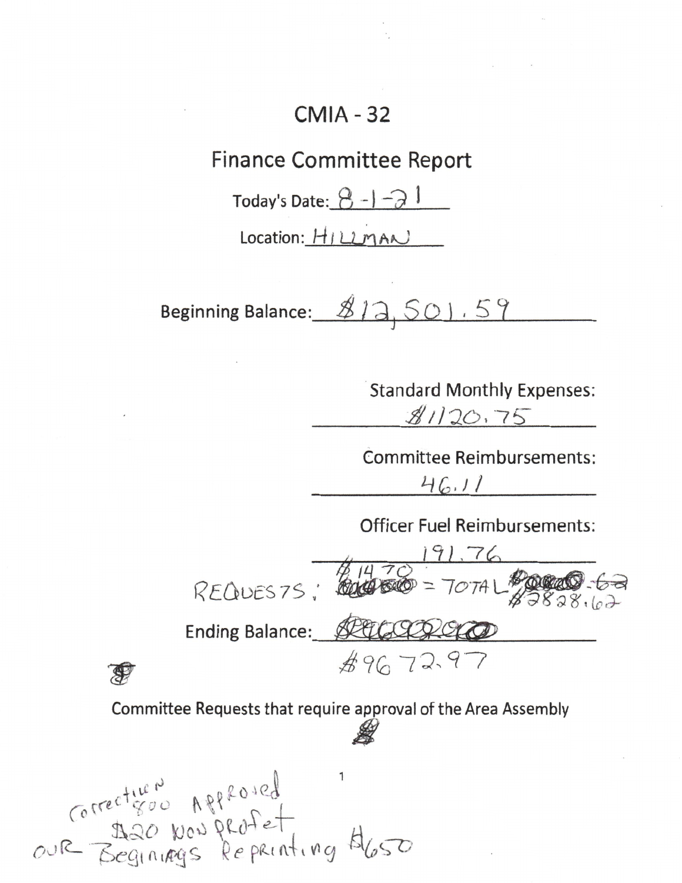# CMIA - 32

## Finance Committee Report

Today's Date: 8-1-21

Location: HILLMAN

Beginning Balance: $12,501.59

Standard Monthly Expenses: $1120.75

Committee Reimbursements: 46.11

Officer Fuel Reimbursements: 191.76

REQUESTS: $1470 = TOTAL $2828.62

Ending Balance: $9672.97

Committee Requests that require approval of the Area Assembly

Correction 800 Approved
$20 Non Profet
OUR Beginings Reprinting $650